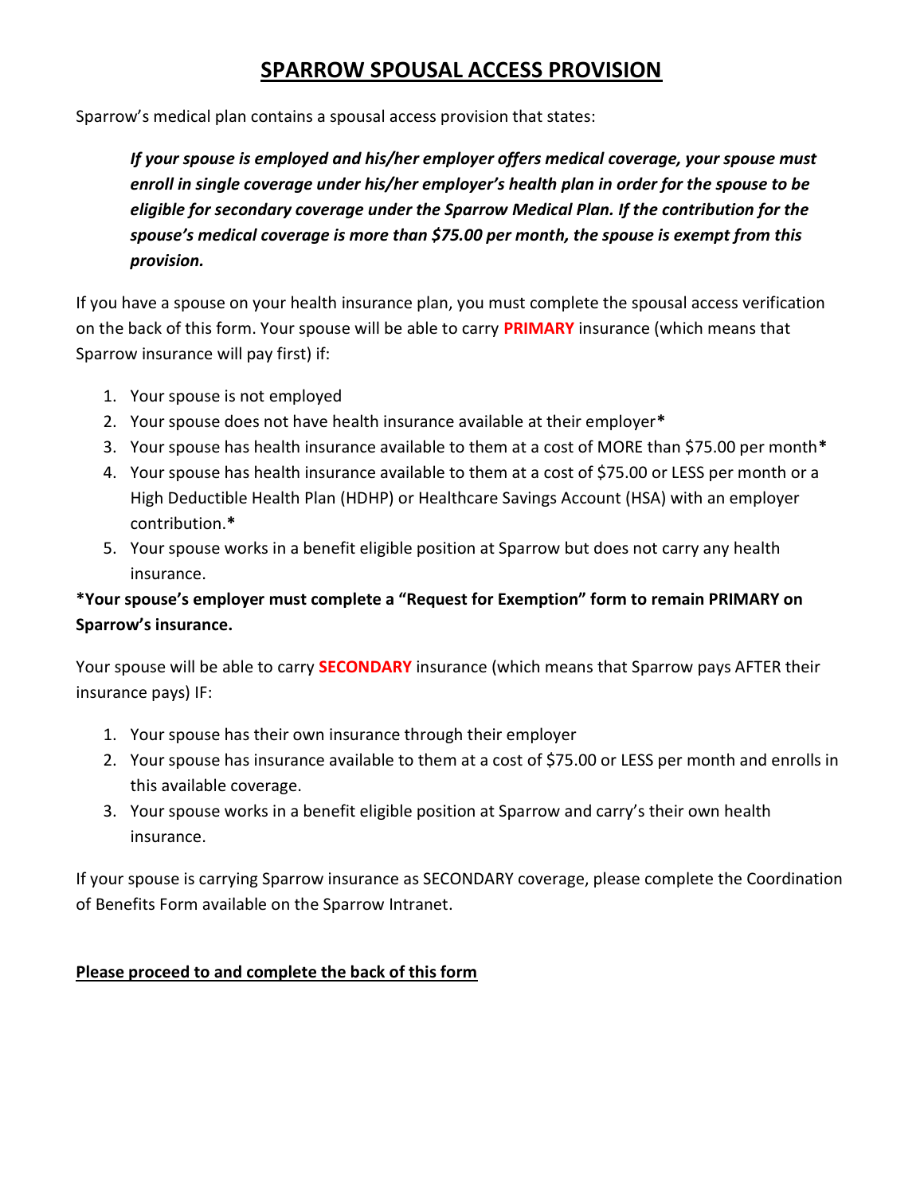# SPARROW SPOUSAL ACCESS PROVISION

Sparrow's medical plan contains a spousal access provision that states:

> ***If your spouse is employed and his/her employer offers medical coverage, your spouse must enroll in single coverage under his/her employer's health plan in order for the spouse to be eligible for secondary coverage under the Sparrow Medical Plan. If the contribution for the spouse's medical coverage is more than $75.00 per month, the spouse is exempt from this provision.***

If you have a spouse on your health insurance plan, you must complete the spousal access verification on the back of this form. Your spouse will be able to carry **PRIMARY** insurance (which means that Sparrow insurance will pay first) if:

1. Your spouse is not employed
2. Your spouse does not have health insurance available at their employer**\***
3. Your spouse has health insurance available to them at a cost of MORE than $75.00 per month**\***
4. Your spouse has health insurance available to them at a cost of $75.00 or LESS per month or a High Deductible Health Plan (HDHP) or Healthcare Savings Account (HSA) with an employer contribution.**\***
5. Your spouse works in a benefit eligible position at Sparrow but does not carry any health insurance.

**\*Your spouse's employer must complete a "Request for Exemption" form to remain PRIMARY on Sparrow's insurance.**

Your spouse will be able to carry **SECONDARY** insurance (which means that Sparrow pays AFTER their insurance pays) IF:

1. Your spouse has their own insurance through their employer
2. Your spouse has insurance available to them at a cost of $75.00 or LESS per month and enrolls in this available coverage.
3. Your spouse works in a benefit eligible position at Sparrow and carry's their own health insurance.

If your spouse is carrying Sparrow insurance as SECONDARY coverage, please complete the Coordination of Benefits Form available on the Sparrow Intranet.

**Please proceed to and complete the back of this form**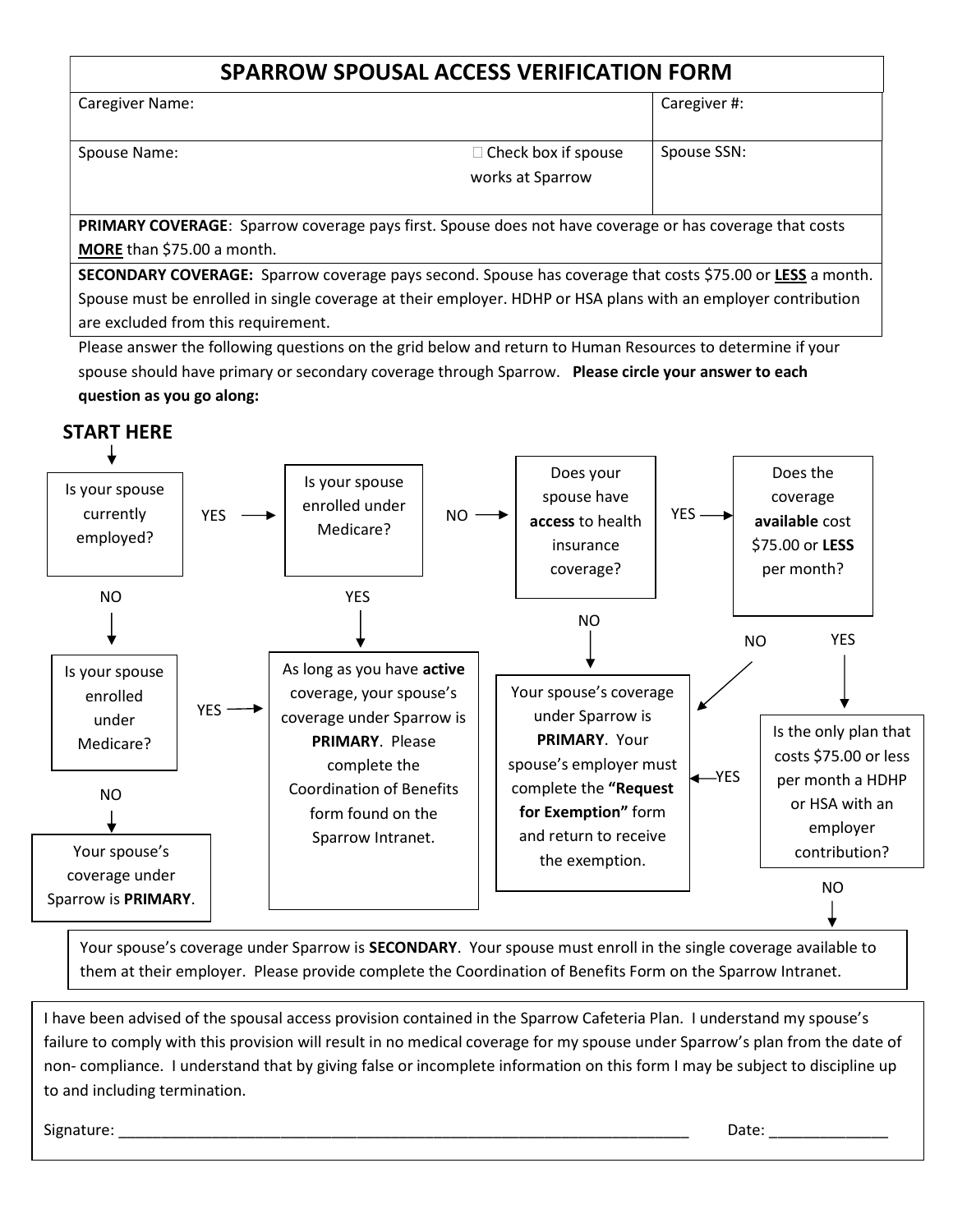# SPARROW SPOUSAL ACCESS VERIFICATION FORM

| Caregiver Name: | | Caregiver #: |
|---|---|---|
| Spouse Name: | ☐ Check box if spouse works at Sparrow | Spouse SSN: |

**PRIMARY COVERAGE**: Sparrow coverage pays first. Spouse does not have coverage or has coverage that costs **MORE** than $75.00 a month.

**SECONDARY COVERAGE:** Sparrow coverage pays second. Spouse has coverage that costs $75.00 or **LESS** a month. Spouse must be enrolled in single coverage at their employer. HDHP or HSA plans with an employer contribution are excluded from this requirement.

Please answer the following questions on the grid below and return to Human Resources to determine if your spouse should have primary or secondary coverage through Sparrow. **Please circle your answer to each question as you go along:**

**START HERE**

Is your spouse currently employed?
- YES → Is your spouse enrolled under Medicare?
  - YES → As long as you have **active** coverage, your spouse's coverage under Sparrow is **PRIMARY**. Please complete the Coordination of Benefits form found on the Sparrow Intranet.
  - NO → Does your spouse have **access** to health insurance coverage?
    - NO → Your spouse's coverage under Sparrow is **PRIMARY**. Your spouse's employer must complete the **"Request for Exemption"** form and return to receive the exemption.
    - YES → Does the coverage **available** cost $75.00 or **LESS** per month?
      - NO → Your spouse's coverage under Sparrow is **PRIMARY**. Your spouse's employer must complete the **"Request for Exemption"** form and return to receive the exemption.
      - YES → Is the only plan that costs $75.00 or less per month a HDHP or HSA with an employer contribution?
        - YES → Your spouse's coverage under Sparrow is **PRIMARY**. Your spouse's employer must complete the **"Request for Exemption"** form and return to receive the exemption.
        - NO → Your spouse's coverage under Sparrow is **SECONDARY**. Your spouse must enroll in the single coverage available to them at their employer. Please provide complete the Coordination of Benefits Form on the Sparrow Intranet.
- NO → Is your spouse enrolled under Medicare?
  - YES → As long as you have **active** coverage, your spouse's coverage under Sparrow is **PRIMARY**. Please complete the Coordination of Benefits form found on the Sparrow Intranet.
  - NO → Your spouse's coverage under Sparrow is **PRIMARY**.

I have been advised of the spousal access provision contained in the Sparrow Cafeteria Plan. I understand my spouse's failure to comply with this provision will result in no medical coverage for my spouse under Sparrow's plan from the date of non- compliance. I understand that by giving false or incomplete information on this form I may be subject to discipline up to and including termination.

Signature: ______________________________________________________________________ Date: ______________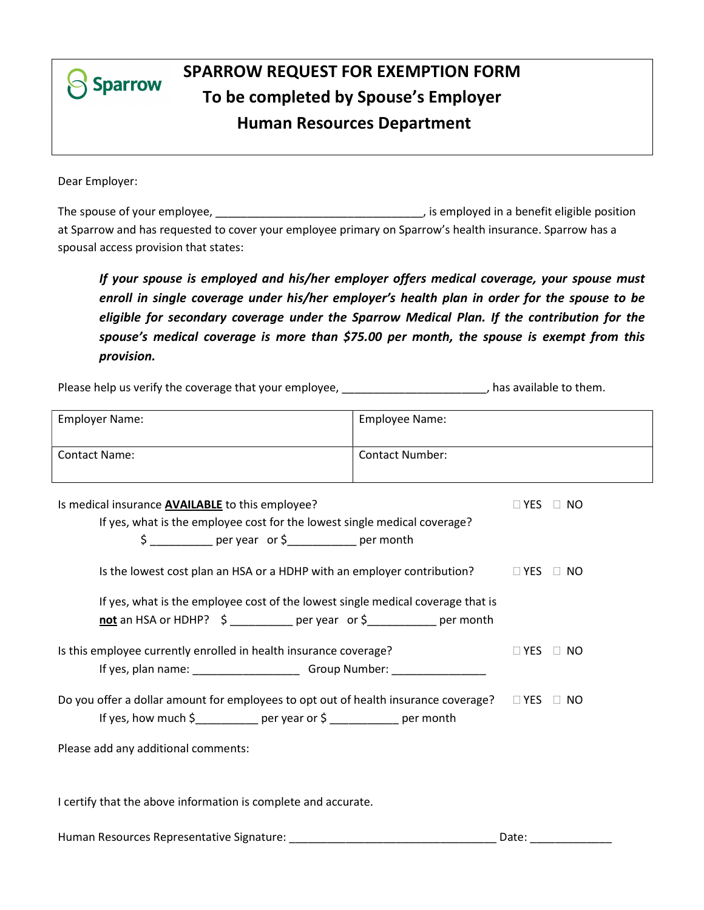# SPARROW REQUEST FOR EXEMPTION FORM
## To be completed by Spouse's Employer
## Human Resources Department

Dear Employer:

The spouse of your employee, _________________________________, is employed in a benefit eligible position at Sparrow and has requested to cover your employee primary on Sparrow's health insurance. Sparrow has a spousal access provision that states:

> ***If your spouse is employed and his/her employer offers medical coverage, your spouse must enroll in single coverage under his/her employer's health plan in order for the spouse to be eligible for secondary coverage under the Sparrow Medical Plan. If the contribution for the spouse's medical coverage is more than $75.00 per month, the spouse is exempt from this provision.***

Please help us verify the coverage that your employee, _______________________, has available to them.

| | |
|---|---|
| Employer Name: | Employee Name: |
| Contact Name: | Contact Number: |

Is medical insurance **AVAILABLE** to this employee? ☐ YES ☐ NO

If yes, what is the employee cost for the lowest single medical coverage?
$ __________ per year or $___________ per month

Is the lowest cost plan an HSA or a HDHP with an employer contribution? ☐ YES ☐ NO

If yes, what is the employee cost of the lowest single medical coverage that is **not** an HSA or HDHP? $ __________ per year or $___________ per month

Is this employee currently enrolled in health insurance coverage? ☐ YES ☐ NO

If yes, plan name: _________________ Group Number: _______________

Do you offer a dollar amount for employees to opt out of health insurance coverage? ☐ YES ☐ NO

If yes, how much $__________ per year or $ ___________ per month

Please add any additional comments:

I certify that the above information is complete and accurate.

Human Resources Representative Signature: __________________________________ Date: _____________